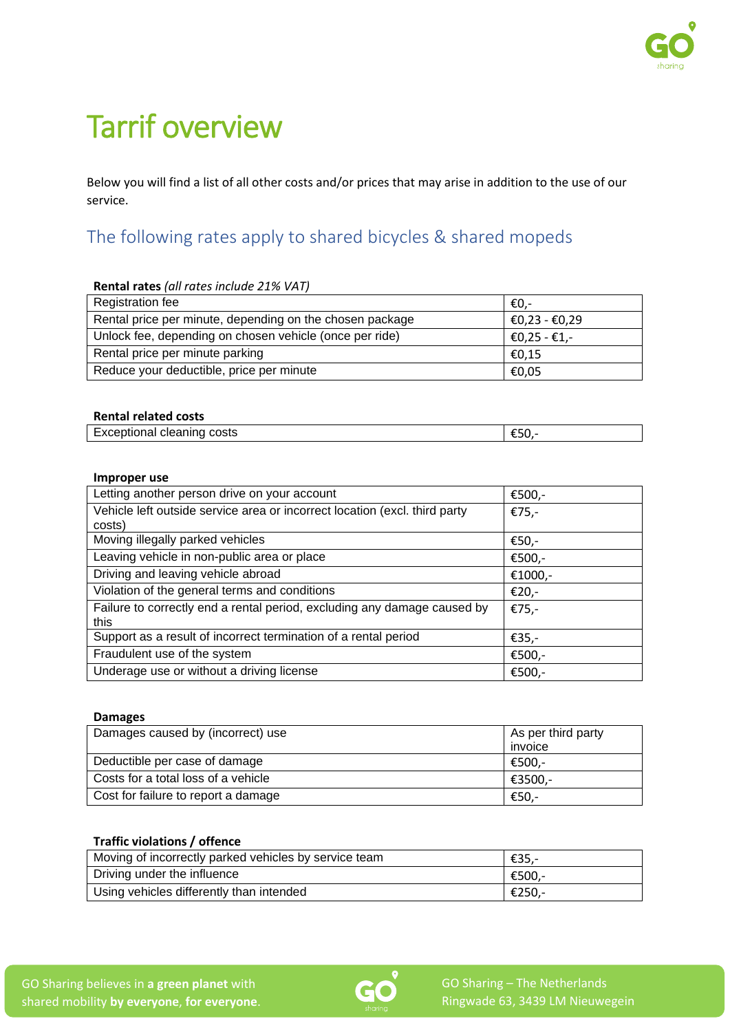# Tarrif overview

Below you will find a list of all other costs and/or prices that may arise in addition to the use of our service.

## The following rates apply to shared bicycles & shared mopeds

**Rental rates** *(all rates include 21% VAT)*

| | |
|---|---|
| Registration fee | €0,- |
| Rental price per minute, depending on the chosen package | €0,23 - €0,29 |
| Unlock fee, depending on chosen vehicle (once per ride) | €0,25 - €1,- |
| Rental price per minute parking | €0,15 |
| Reduce your deductible, price per minute | €0,05 |

**Rental related costs**

| | |
|---|---|
| Exceptional cleaning costs | €50,- |

**Improper use**

| | |
|---|---|
| Letting another person drive on your account | €500,- |
| Vehicle left outside service area or incorrect location (excl. third party costs) | €75,- |
| Moving illegally parked vehicles | €50,- |
| Leaving vehicle in non-public area or place | €500,- |
| Driving and leaving vehicle abroad | €1000,- |
| Violation of the general terms and conditions | €20,- |
| Failure to correctly end a rental period, excluding any damage caused by this | €75,- |
| Support as a result of incorrect termination of a rental period | €35,- |
| Fraudulent use of the system | €500,- |
| Underage use or without a driving license | €500,- |

**Damages**

| | |
|---|---|
| Damages caused by (incorrect) use | As per third party invoice |
| Deductible per case of damage | €500,- |
| Costs for a total loss of a vehicle | €3500,- |
| Cost for failure to report a damage | €50,- |

**Traffic violations / offence**

| | |
|---|---|
| Moving of incorrectly parked vehicles by service team | €35,- |
| Driving under the influence | €500,- |
| Using vehicles differently than intended | €250,- |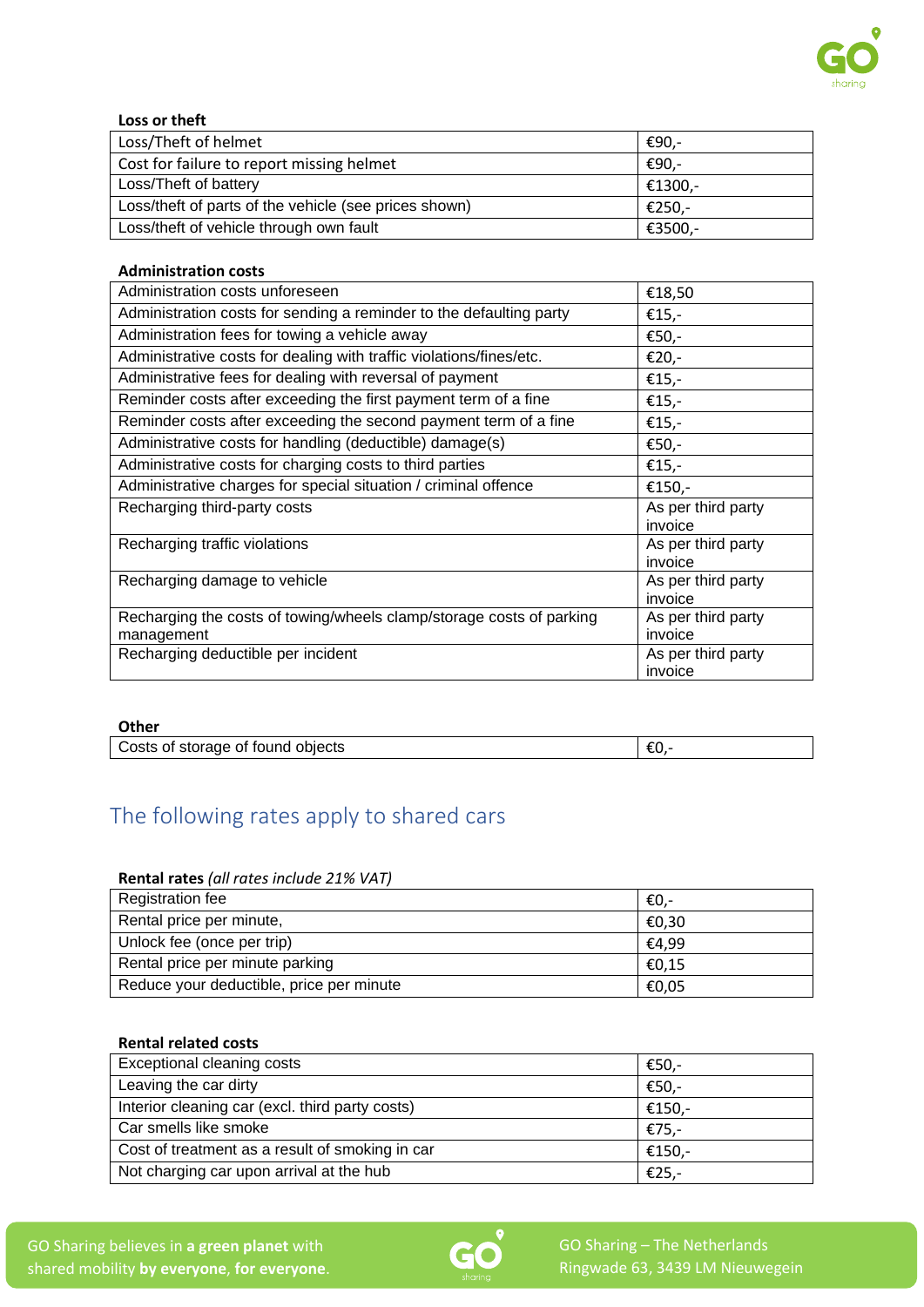**Loss or theft**

| | |
|---|---|
| Loss/Theft of helmet | €90,- |
| Cost for failure to report missing helmet | €90,- |
| Loss/Theft of battery | €1300,- |
| Loss/theft of parts of the vehicle (see prices shown) | €250,- |
| Loss/theft of vehicle through own fault | €3500,- |

**Administration costs**

| | |
|---|---|
| Administration costs unforeseen | €18,50 |
| Administration costs for sending a reminder to the defaulting party | €15,- |
| Administration fees for towing a vehicle away | €50,- |
| Administrative costs for dealing with traffic violations/fines/etc. | €20,- |
| Administrative fees for dealing with reversal of payment | €15,- |
| Reminder costs after exceeding the first payment term of a fine | €15,- |
| Reminder costs after exceeding the second payment term of a fine | €15,- |
| Administrative costs for handling (deductible) damage(s) | €50,- |
| Administrative costs for charging costs to third parties | €15,- |
| Administrative charges for special situation / criminal offence | €150,- |
| Recharging third-party costs | As per third party invoice |
| Recharging traffic violations | As per third party invoice |
| Recharging damage to vehicle | As per third party invoice |
| Recharging the costs of towing/wheels clamp/storage costs of parking management | As per third party invoice |
| Recharging deductible per incident | As per third party invoice |

**Other**

| | |
|---|---|
| Costs of storage of found objects | €0,- |

## The following rates apply to shared cars

**Rental rates** *(all rates include 21% VAT)*

| | |
|---|---|
| Registration fee | €0,- |
| Rental price per minute, | €0,30 |
| Unlock fee (once per trip) | €4,99 |
| Rental price per minute parking | €0,15 |
| Reduce your deductible, price per minute | €0,05 |

**Rental related costs**

| | |
|---|---|
| Exceptional cleaning costs | €50,- |
| Leaving the car dirty | €50,- |
| Interior cleaning car (excl. third party costs) | €150,- |
| Car smells like smoke | €75,- |
| Cost of treatment as a result of smoking in car | €150,- |
| Not charging car upon arrival at the hub | €25,- |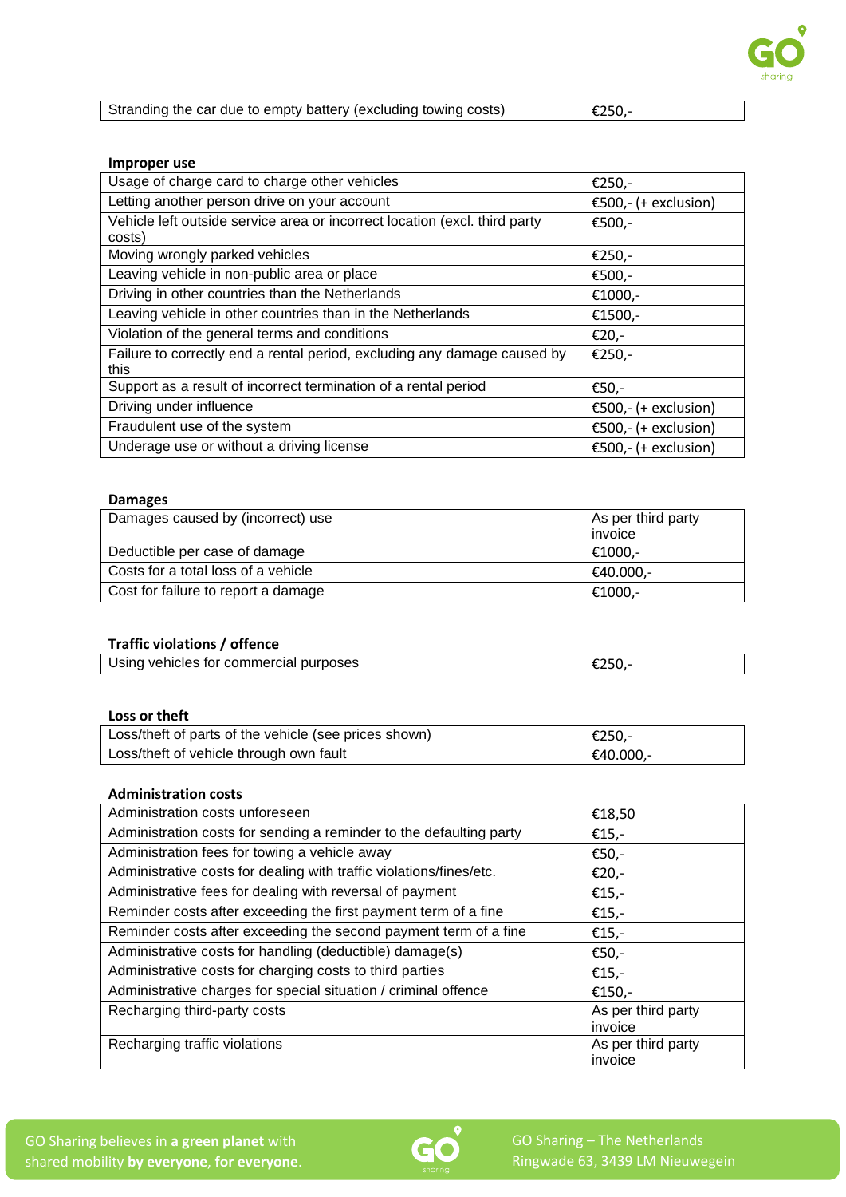| Stranding the car due to empty battery (excluding towing costs) | €250,- |
|---|---|

**Improper use**

| Usage of charge card to charge other vehicles | €250,- |
|---|---|
| Letting another person drive on your account | €500,- (+ exclusion) |
| Vehicle left outside service area or incorrect location (excl. third party costs) | €500,- |
| Moving wrongly parked vehicles | €250,- |
| Leaving vehicle in non-public area or place | €500,- |
| Driving in other countries than the Netherlands | €1000,- |
| Leaving vehicle in other countries than in the Netherlands | €1500,- |
| Violation of the general terms and conditions | €20,- |
| Failure to correctly end a rental period, excluding any damage caused by this | €250,- |
| Support as a result of incorrect termination of a rental period | €50,- |
| Driving under influence | €500,- (+ exclusion) |
| Fraudulent use of the system | €500,- (+ exclusion) |
| Underage use or without a driving license | €500,- (+ exclusion) |

**Damages**

| Damages caused by (incorrect) use | As per third party invoice |
|---|---|
| Deductible per case of damage | €1000,- |
| Costs for a total loss of a vehicle | €40.000,- |
| Cost for failure to report a damage | €1000,- |

**Traffic violations / offence**

| Using vehicles for commercial purposes | €250,- |
|---|---|

**Loss or theft**

| Loss/theft of parts of the vehicle (see prices shown) | €250,- |
|---|---|
| Loss/theft of vehicle through own fault | €40.000,- |

**Administration costs**

| Administration costs unforeseen | €18,50 |
|---|---|
| Administration costs for sending a reminder to the defaulting party | €15,- |
| Administration fees for towing a vehicle away | €50,- |
| Administrative costs for dealing with traffic violations/fines/etc. | €20,- |
| Administrative fees for dealing with reversal of payment | €15,- |
| Reminder costs after exceeding the first payment term of a fine | €15,- |
| Reminder costs after exceeding the second payment term of a fine | €15,- |
| Administrative costs for handling (deductible) damage(s) | €50,- |
| Administrative costs for charging costs to third parties | €15,- |
| Administrative charges for special situation / criminal offence | €150,- |
| Recharging third-party costs | As per third party invoice |
| Recharging traffic violations | As per third party invoice |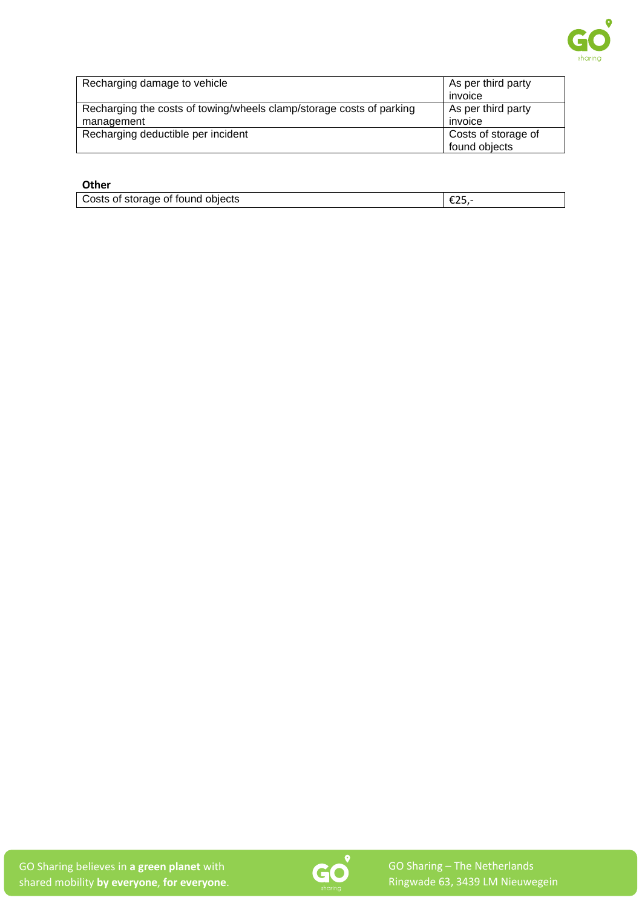| | |
|---|---|
| Recharging damage to vehicle | As per third party invoice |
| Recharging the costs of towing/wheels clamp/storage costs of parking management | As per third party invoice |
| Recharging deductible per incident | Costs of storage of found objects |

**Other**

| | |
|---|---|
| Costs of storage of found objects | €25,- |